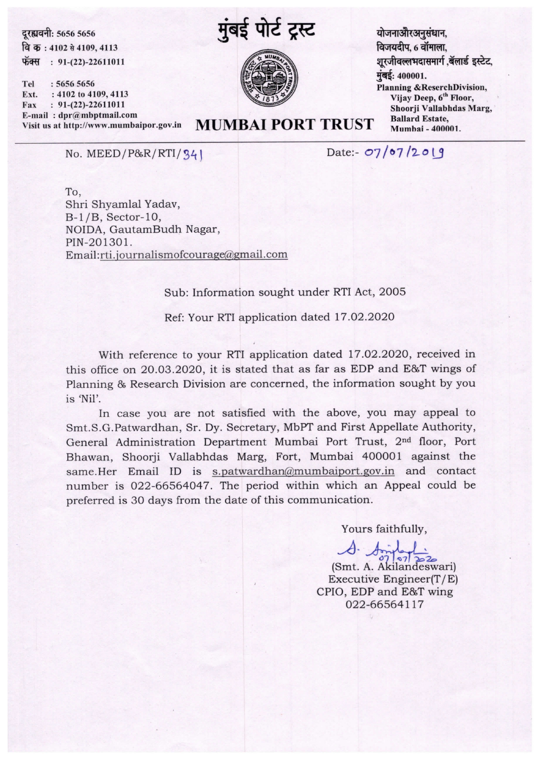दूरध्वनी: 5656 5656
वि क : 4102 से 4109, 4113
फॅक्स : 91-(22)-22611011

Tel : 5656 5656
Ext. : 4102 to 4109, 4113
Fax : 91-(22)-22611011
E-mail : dpr@mbptmail.com
Visit us at http://www.mumbaipor.gov.in

# मुंबई पोर्ट ट्रस्ट

# MUMBAI PORT TRUST

योजनाऔरअनुसंधान,
विजयदीप, 6 वॉमाला,
शूरजीवल्लभदासमार्ग ,बॅलार्ड इस्टेट,
मुंबई: 400001.
Planning &ReserchDivision,
Vijay Deep, 6th Floor,
Shoorji Vallabhdas Marg,
Ballard Estate,
Mumbai - 400001.

---

No. MEED/P&R/RTI/341 Date:- 07/07/2019

To,
Shri Shyamlal Yadav,
B-1/B, Sector-10,
NOIDA, GautamBudh Nagar,
PIN-201301.
Email:rti.journalismofcourage@gmail.com

Sub: Information sought under RTI Act, 2005

Ref: Your RTI application dated 17.02.2020

With reference to your RTI application dated 17.02.2020, received in this office on 20.03.2020, it is stated that as far as EDP and E&T wings of Planning & Research Division are concerned, the information sought by you is 'Nil'.

In case you are not satisfied with the above, you may appeal to Smt.S.G.Patwardhan, Sr. Dy. Secretary, MbPT and First Appellate Authority, General Administration Department Mumbai Port Trust, 2nd floor, Port Bhawan, Shoorji Vallabhdas Marg, Fort, Mumbai 400001 against the same.Her Email ID is s.patwardhan@mumbaiport.gov.in and contact number is 022-66564047. The period within which an Appeal could be preferred is 30 days from the date of this communication.

Yours faithfully,

07/07/2020

(Smt. A. Akilandeswari)
Executive Engineer(T/E)
CPIO, EDP and E&T wing
022-66564117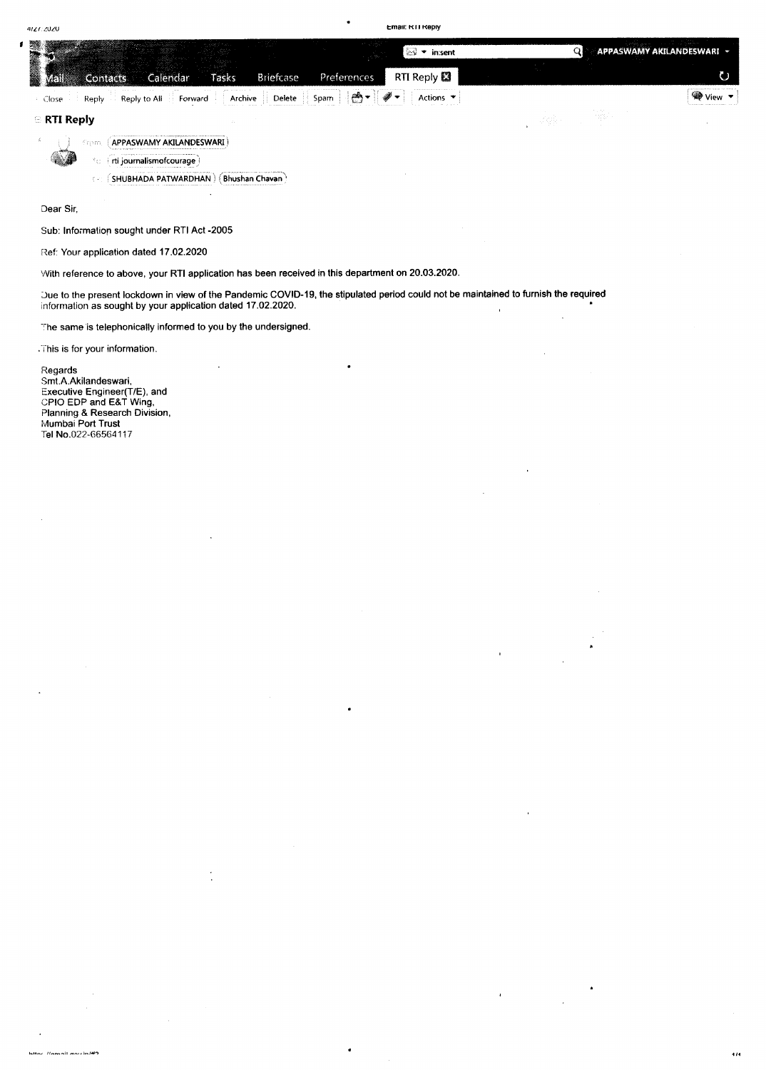## RTI Reply

From: APPASWAMY AKILANDESWARI

To: rti journalismofcourage

Cc: SHUBHADA PATWARDHAN, Bhushan Chavan

Dear Sir,

Sub: Information sought under RTI Act -2005

Ref: Your application dated 17.02.2020

With reference to above, your RTI application has been received in this department on 20.03.2020.

Due to the present lockdown in view of the Pandemic COVID-19, the stipulated period could not be maintained to furnish the required information as sought by your application dated 17.02.2020.

The same is telephonically informed to you by the undersigned.

This is for your information.

Regards
Smt.A.Akilandeswari,
Executive Engineer(T/E), and
CPIO EDP and E&T Wing,
Planning & Research Division,
Mumbai Port Trust
Tel No.022-66564117